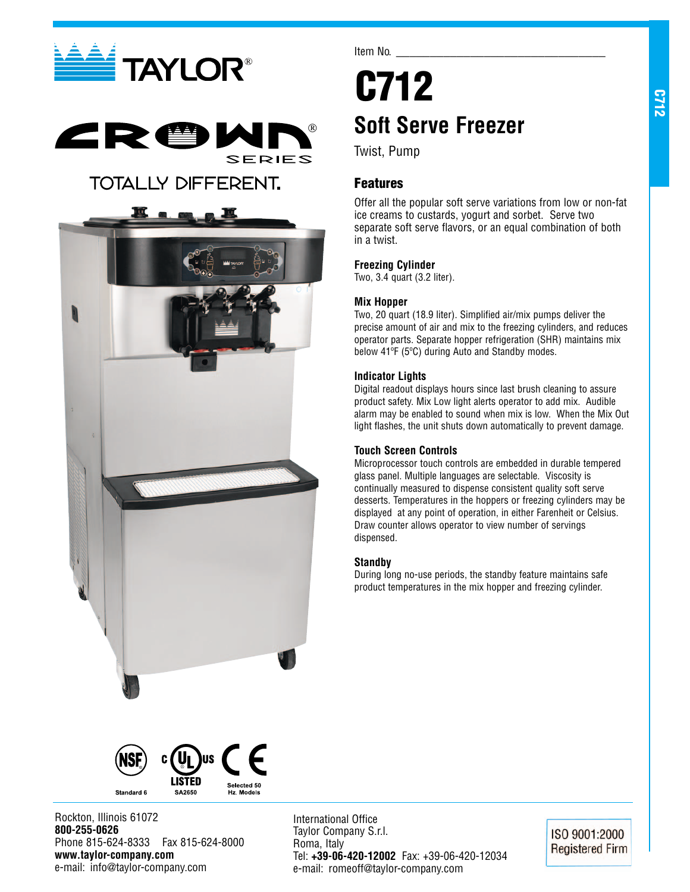TAYLOR®

CROWN® SERIES

TOTALLY DIFFERENT.

Item No. ___________________________________

# C712

## Soft Serve Freezer

Twist, Pump

### Features

Offer all the popular soft serve variations from low or non-fat ice creams to custards, yogurt and sorbet. Serve two separate soft serve flavors, or an equal combination of both in a twist.

**Freezing Cylinder**
Two, 3.4 quart (3.2 liter).

**Mix Hopper**
Two, 20 quart (18.9 liter). Simplified air/mix pumps deliver the precise amount of air and mix to the freezing cylinders, and reduces operator parts. Separate hopper refrigeration (SHR) maintains mix below 41ºF (5ºC) during Auto and Standby modes.

**Indicator Lights**
Digital readout displays hours since last brush cleaning to assure product safety. Mix Low light alerts operator to add mix. Audible alarm may be enabled to sound when mix is low. When the Mix Out light flashes, the unit shuts down automatically to prevent damage.

**Touch Screen Controls**
Microprocessor touch controls are embedded in durable tempered glass panel. Multiple languages are selectable. Viscosity is continually measured to dispense consistent quality soft serve desserts. Temperatures in the hoppers or freezing cylinders may be displayed at any point of operation, in either Farenheit or Celsius. Draw counter allows operator to view number of servings dispensed.

**Standby**
During long no-use periods, the standby feature maintains safe product temperatures in the mix hopper and freezing cylinder.

NSF Standard 6 | c UL us LISTED SA2650 | CE Selected 50 Hz. Models

Rockton, Illinois 61072
**800-255-0626**
Phone 815-624-8333 Fax 815-624-8000
**www.taylor-company.com**
e-mail: info@taylor-company.com

International Office
Taylor Company S.r.l.
Roma, Italy
Tel: **+39-06-420-12002** Fax: +39-06-420-12034
e-mail: romeoff@taylor-company.com

ISO 9001:2000 Registered Firm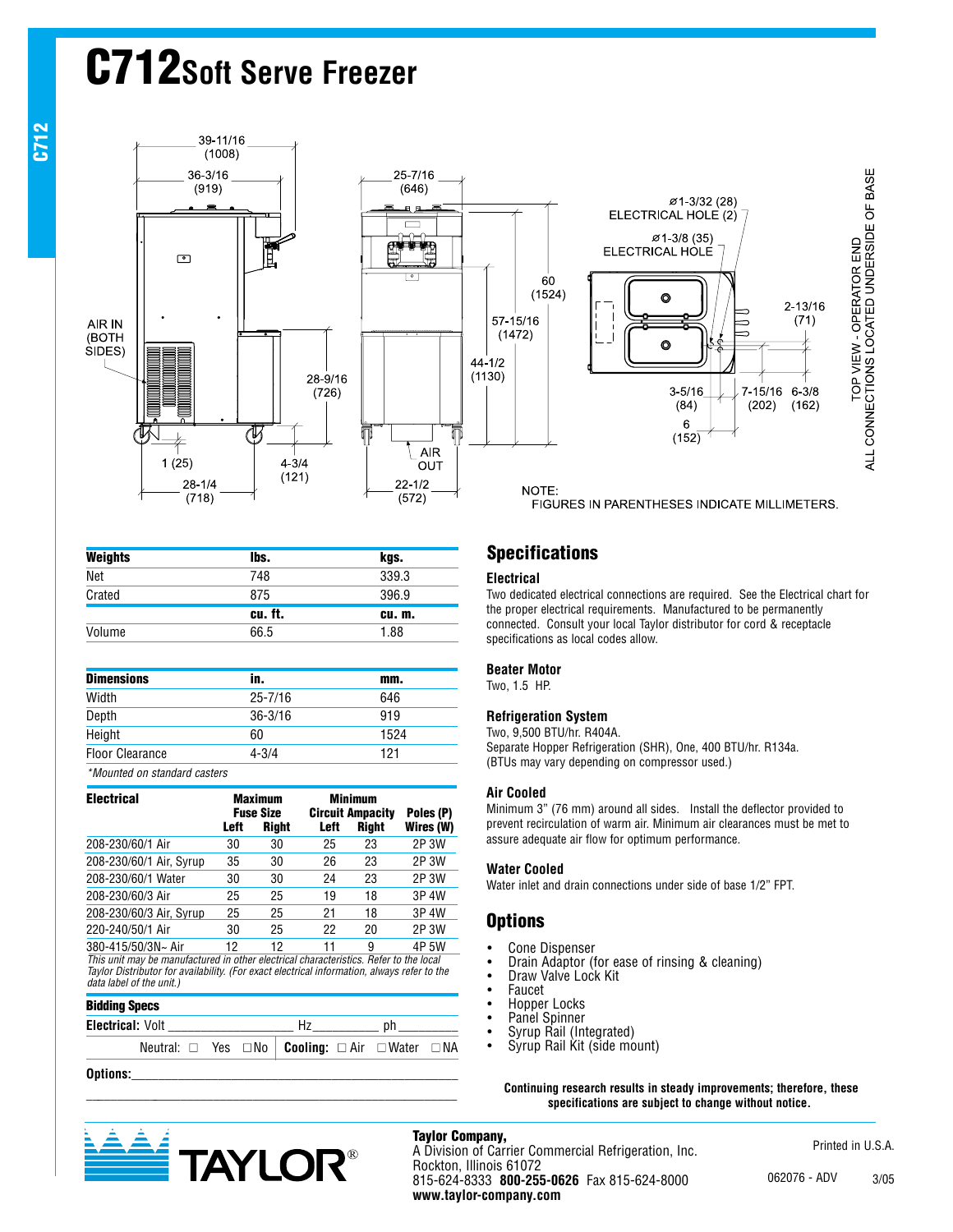# C712 Soft Serve Freezer

39-11/16
(1008)
36-3/16
(919)
25-7/16
(646)
Ø1-3/32 (28)
ELECTRICAL HOLE (2)
Ø1-3/8 (35)
ELECTRICAL HOLE
60
(1524)
57-15/16
(1472)
44-1/2
(1130)
AIR IN
(BOTH
SIDES)
28-9/16
(726)
2-13/16
(71)
3-5/16
(84)
7-15/16
(202)
6-3/8
(162)
6
(152)
1 (25)
4-3/4
(121)
28-1/4
(718)
AIR
OUT
22-1/2
(572)
TOP VIEW - OPERATOR END
ALL CONNECTIONS LOCATED UNDERSIDE OF BASE

NOTE:
FIGURES IN PARENTHESES INDICATE MILLIMETERS.

| Weights | lbs. | kgs. |
|---|---|---|
| Net | 748 | 339.3 |
| Crated | 875 | 396.9 |
| | **cu. ft.** | **cu. m.** |
| Volume | 66.5 | 1.88 |

| Dimensions | in. | mm. |
|---|---|---|
| Width | 25-7/16 | 646 |
| Depth | 36-3/16 | 919 |
| Height | 60 | 1524 |
| Floor Clearance | 4-3/4 | 121 |

*\*Mounted on standard casters*

| Electrical | Maximum Fuse Size | | Minimum Circuit Ampacity | | Poles (P) Wires (W) |
|---|---|---|---|---|---|
| | Left | Right | Left | Right | |
| 208-230/60/1 Air | 30 | 30 | 25 | 23 | 2P 3W |
| 208-230/60/1 Air, Syrup | 35 | 30 | 26 | 23 | 2P 3W |
| 208-230/60/1 Water | 30 | 30 | 24 | 23 | 2P 3W |
| 208-230/60/3 Air | 25 | 25 | 19 | 18 | 3P 4W |
| 208-230/60/3 Air, Syrup | 25 | 25 | 21 | 18 | 3P 4W |
| 220-240/50/1 Air | 30 | 25 | 22 | 20 | 2P 3W |
| 380-415/50/3N~ Air | 12 | 12 | 11 | 9 | 4P 5W |

*This unit may be manufactured in other electrical characteristics. Refer to the local Taylor Distributor for availability. (For exact electrical information, always refer to the data label of the unit.)*

**Bidding Specs**

**Electrical:** Volt ______________ Hz ________ ph ________

Neutral: ☐ Yes ☐ No | **Cooling:** ☐ Air ☐ Water ☐ NA

**Options:** ______________________________________________

## Specifications

### Electrical

Two dedicated electrical connections are required. See the Electrical chart for the proper electrical requirements. Manufactured to be permanently connected. Consult your local Taylor distributor for cord & receptacle specifications as local codes allow.

### Beater Motor

Two, 1.5 HP.

### Refrigeration System

Two, 9,500 BTU/hr. R404A.
Separate Hopper Refrigeration (SHR), One, 400 BTU/hr. R134a.
(BTUs may vary depending on compressor used.)

### Air Cooled

Minimum 3" (76 mm) around all sides. Install the deflector provided to prevent recirculation of warm air. Minimum air clearances must be met to assure adequate air flow for optimum performance.

### Water Cooled

Water inlet and drain connections under side of base 1/2" FPT.

## Options

- Cone Dispenser
- Drain Adaptor (for ease of rinsing & cleaning)
- Draw Valve Lock Kit
- Faucet
- Hopper Locks
- Panel Spinner
- Syrup Rail (Integrated)
- Syrup Rail Kit (side mount)

**Continuing research results in steady improvements; therefore, these specifications are subject to change without notice.**

TAYLOR®

**Taylor Company,**
A Division of Carrier Commercial Refrigeration, Inc.
Rockton, Illinois 61072
815-624-8333 **800-255-0626** Fax 815-624-8000
**www.taylor-company.com**

Printed in U.S.A.

062076 - ADV 3/05